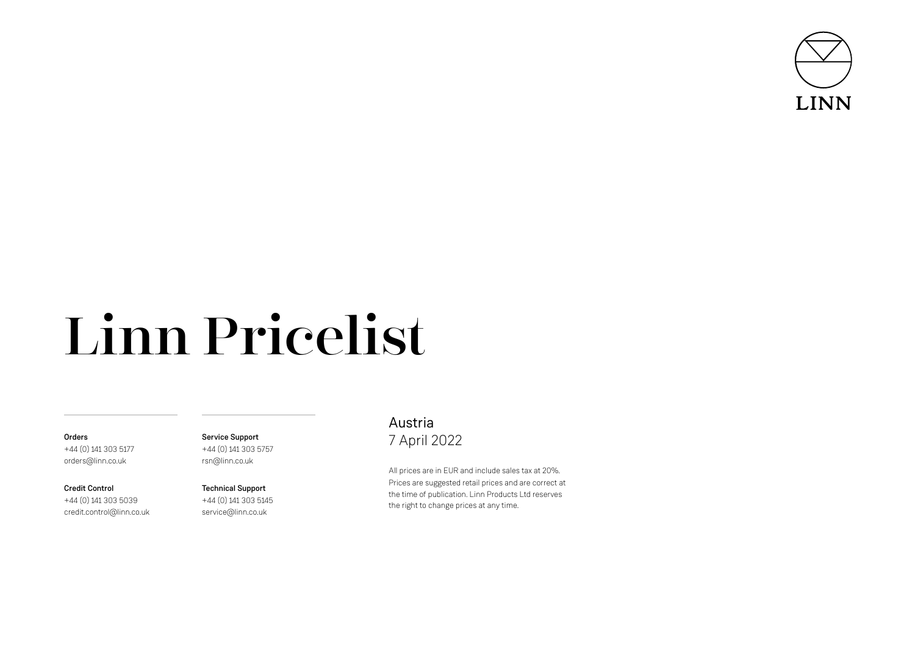LINN

# Linn Pricelist

**Orders**
+44 (0) 141 303 5177
orders@linn.co.uk

**Credit Control**
+44 (0) 141 303 5039
credit.control@linn.co.uk

**Service Support**
+44 (0) 141 303 5757
rsn@linn.co.uk

**Technical Support**
+44 (0) 141 303 5145
service@linn.co.uk

Austria
7 April 2022

All prices are in EUR and include sales tax at 20%. Prices are suggested retail prices and are correct at the time of publication. Linn Products Ltd reserves the right to change prices at any time.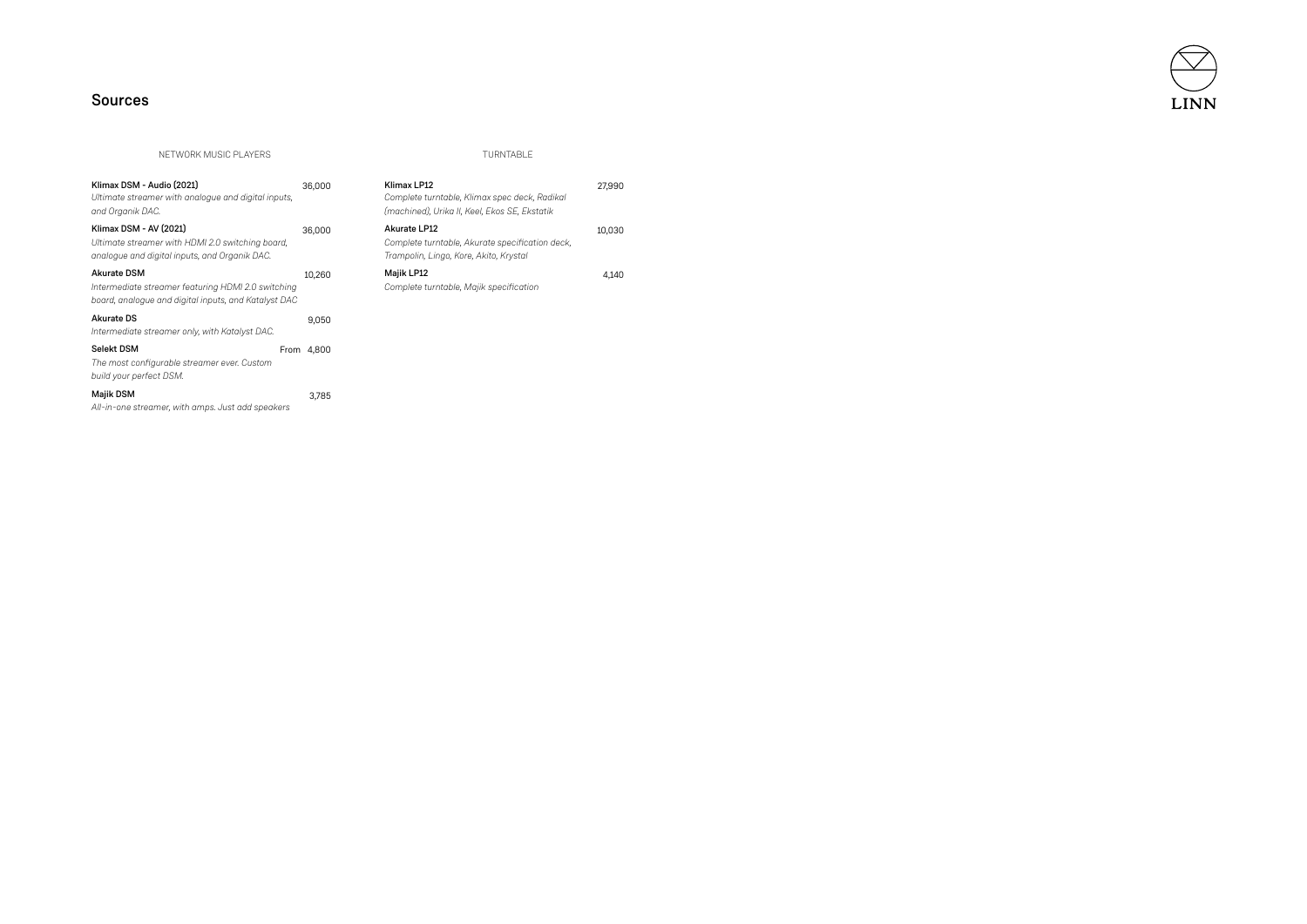# Sources

## NETWORK MUSIC PLAYERS

| Product | Price |
| --- | --- |
| **Klimax DSM - Audio (2021)**<br>*Ultimate streamer with analogue and digital inputs, and Organik DAC.* | 36,000 |
| **Klimax DSM - AV (2021)**<br>*Ultimate streamer with HDMI 2.0 switching board, analogue and digital inputs, and Organik DAC.* | 36,000 |
| **Akurate DSM**<br>*Intermediate streamer featuring HDMI 2.0 switching board, analogue and digital inputs, and Katalyst DAC* | 10,260 |
| **Akurate DS**<br>*Intermediate streamer only, with Katalyst DAC.* | 9,050 |
| **Selekt DSM**<br>*The most configurable streamer ever. Custom build your perfect DSM.* | From 4,800 |
| **Majik DSM**<br>*All-in-one streamer, with amps. Just add speakers* | 3,785 |

## TURNTABLE

| Product | Price |
| --- | --- |
| **Klimax LP12**<br>*Complete turntable, Klimax spec deck, Radikal (machined), Urika II, Keel, Ekos SE, Ekstatik* | 27,990 |
| **Akurate LP12**<br>*Complete turntable, Akurate specification deck, Trampolin, Lingo, Kore, Akito, Krystal* | 10,030 |
| **Majik LP12**<br>*Complete turntable, Majik specification* | 4,140 |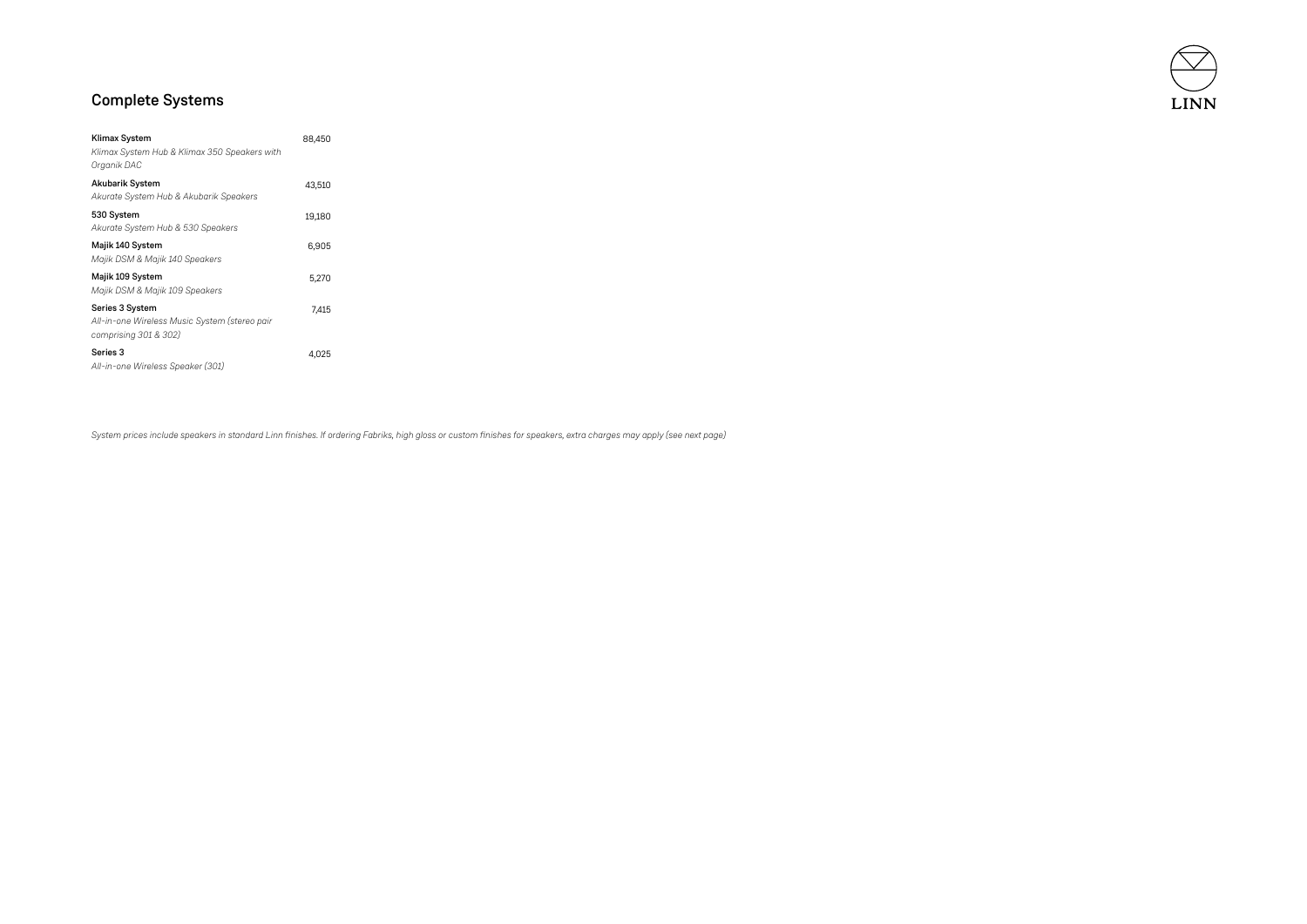## Complete Systems

| | |
|---|---|
| **Klimax System**<br>*Klimax System Hub & Klimax 350 Speakers with Organik DAC* | 88,450 |
| **Akubarik System**<br>*Akurate System Hub & Akubarik Speakers* | 43,510 |
| **530 System**<br>*Akurate System Hub & 530 Speakers* | 19,180 |
| **Majik 140 System**<br>*Majik DSM & Majik 140 Speakers* | 6,905 |
| **Majik 109 System**<br>*Majik DSM & Majik 109 Speakers* | 5,270 |
| **Series 3 System**<br>*All-in-one Wireless Music System (stereo pair comprising 301 & 302)* | 7,415 |
| **Series 3**<br>*All-in-one Wireless Speaker (301)* | 4,025 |

*System prices include speakers in standard Linn finishes. If ordering Fabriks, high gloss or custom finishes for speakers, extra charges may apply (see next page)*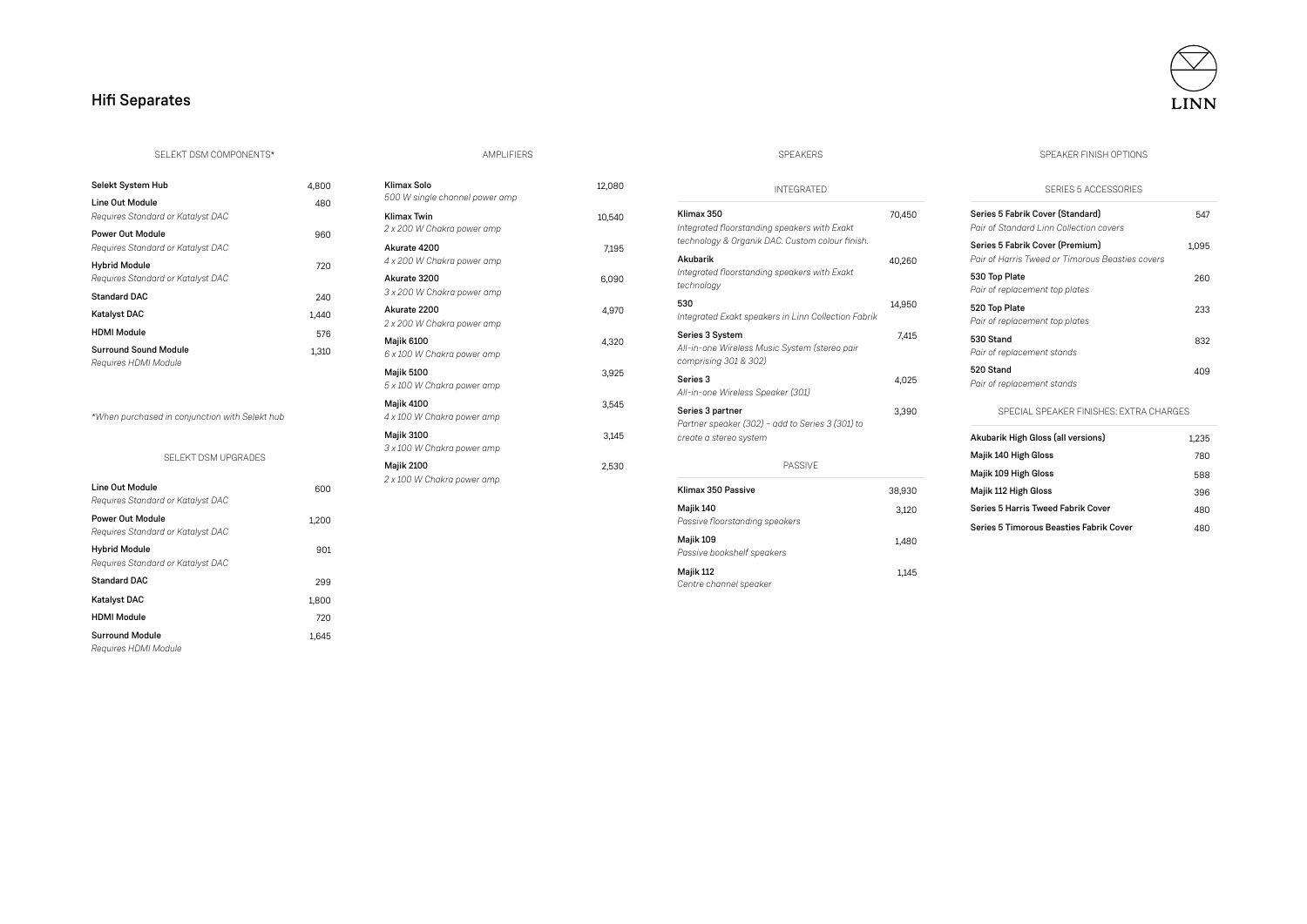# Hifi Separates

LINN

## SELEKT DSM COMPONENTS*

| | |
|---|---|
| **Selekt System Hub** | 4,800 |
| **Line Out Module**<br>*Requires Standard or Katalyst DAC* | 480 |
| **Power Out Module**<br>*Requires Standard or Katalyst DAC* | 960 |
| **Hybrid Module**<br>*Requires Standard or Katalyst DAC* | 720 |
| **Standard DAC** | 240 |
| **Katalyst DAC** | 1,440 |
| **HDMI Module** | 576 |
| **Surround Sound Module**<br>*Requires HDMI Module* | 1,310 |

*When purchased in conjunction with Selekt hub*

## SELEKT DSM UPGRADES

| | |
|---|---|
| **Line Out Module**<br>*Requires Standard or Katalyst DAC* | 600 |
| **Power Out Module**<br>*Requires Standard or Katalyst DAC* | 1,200 |
| **Hybrid Module**<br>*Requires Standard or Katalyst DAC* | 901 |
| **Standard DAC** | 299 |
| **Katalyst DAC** | 1,800 |
| **HDMI Module** | 720 |
| **Surround Module**<br>*Requires HDMI Module* | 1,645 |

## AMPLIFIERS

| | |
|---|---|
| **Klimax Solo**<br>*500 W single channel power amp* | 12,080 |
| **Klimax Twin**<br>*2 x 200 W Chakra power amp* | 10,540 |
| **Akurate 4200**<br>*4 x 200 W Chakra power amp* | 7,195 |
| **Akurate 3200**<br>*3 x 200 W Chakra power amp* | 6,090 |
| **Akurate 2200**<br>*2 x 200 W Chakra power amp* | 4,970 |
| **Majik 6100**<br>*6 x 100 W Chakra power amp* | 4,320 |
| **Majik 5100**<br>*5 x 100 W Chakra power amp* | 3,925 |
| **Majik 4100**<br>*4 x 100 W Chakra power amp* | 3,545 |
| **Majik 3100**<br>*3 x 100 W Chakra power amp* | 3,145 |
| **Majik 2100**<br>*2 x 100 W Chakra power amp* | 2,530 |

## SPEAKERS

### INTEGRATED

| | |
|---|---|
| **Klimax 350**<br>*Integrated floorstanding speakers with Exakt technology & Organik DAC. Custom colour finish.* | 70,450 |
| **Akubarik**<br>*Integrated floorstanding speakers with Exakt technology* | 40,260 |
| **530**<br>*Integrated Exakt speakers in Linn Collection Fabrik* | 14,950 |
| **Series 3 System**<br>*All-in-one Wireless Music System (stereo pair comprising 301 & 302)* | 7,415 |
| **Series 3**<br>*All-in-one Wireless Speaker (301)* | 4,025 |
| **Series 3 partner**<br>*Partner speaker (302) – add to Series 3 (301) to create a stereo system* | 3,390 |

### PASSIVE

| | |
|---|---|
| **Klimax 350 Passive** | 38,930 |
| **Majik 140**<br>*Passive floorstanding speakers* | 3,120 |
| **Majik 109**<br>*Passive bookshelf speakers* | 1,480 |
| **Majik 112**<br>*Centre channel speaker* | 1,145 |

## SPEAKER FINISH OPTIONS

### SERIES 5 ACCESSORIES

| | |
|---|---|
| **Series 5 Fabrik Cover (Standard)**<br>*Pair of Standard Linn Collection covers* | 547 |
| **Series 5 Fabrik Cover (Premium)**<br>*Pair of Harris Tweed or Timorous Beasties covers* | 1,095 |
| **530 Top Plate**<br>*Pair of replacement top plates* | 260 |
| **520 Top Plate**<br>*Pair of replacement top plates* | 233 |
| **530 Stand**<br>*Pair of replacement stands* | 832 |
| **520 Stand**<br>*Pair of replacement stands* | 409 |

### SPECIAL SPEAKER FINISHES: EXTRA CHARGES

| | |
|---|---|
| **Akubarik High Gloss (all versions)** | 1,235 |
| **Majik 140 High Gloss** | 780 |
| **Majik 109 High Gloss** | 588 |
| **Majik 112 High Gloss** | 396 |
| **Series 5 Harris Tweed Fabrik Cover** | 480 |
| **Series 5 Timorous Beasties Fabrik Cover** | 480 |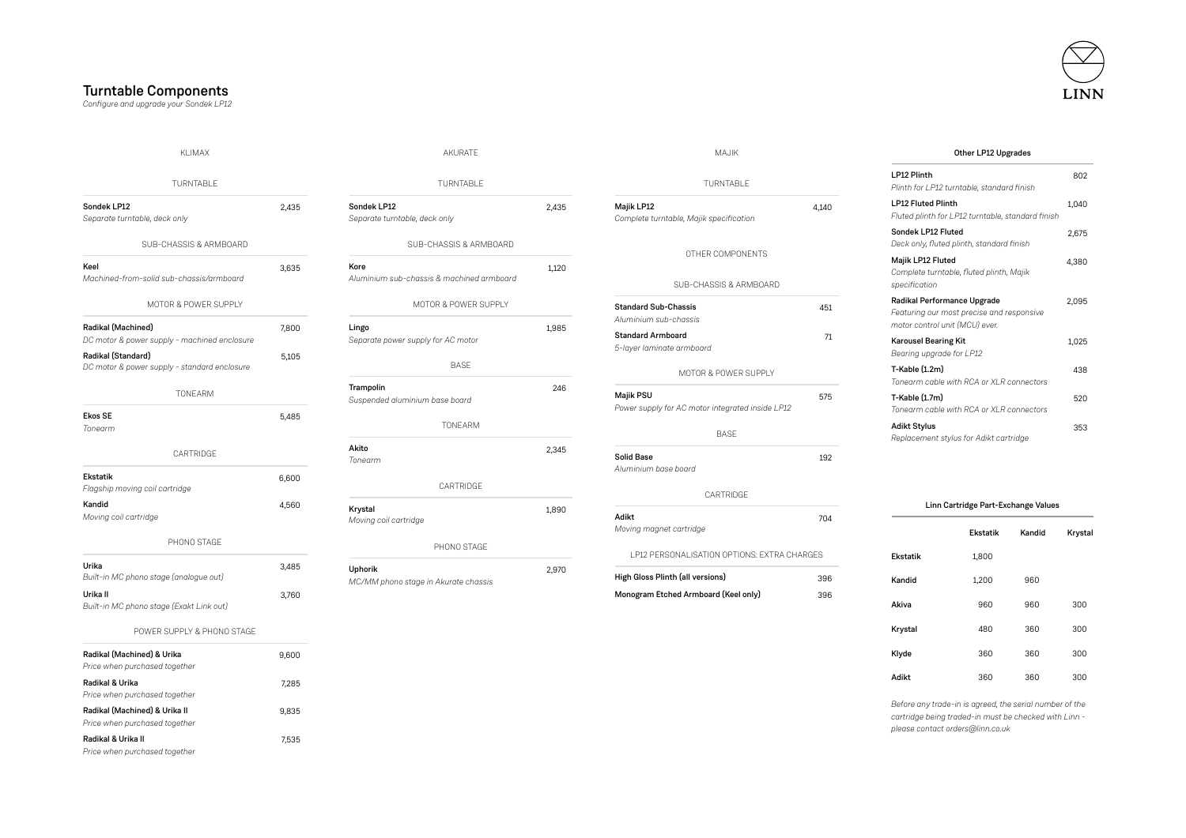# Turntable Components

*Configure and upgrade your Sondek LP12*

LINN

## KLIMAX

### TURNTABLE

| | |
|---|---|
| **Sondek LP12**<br>*Separate turntable, deck only* | 2,435 |

### SUB-CHASSIS & ARMBOARD

| | |
|---|---|
| **Keel**<br>*Machined-from-solid sub-chassis/armboard* | 3,635 |

### MOTOR & POWER SUPPLY

| | |
|---|---|
| **Radikal (Machined)**<br>*DC motor & power supply - machined enclosure* | 7,800 |
| **Radikal (Standard)**<br>*DC motor & power supply - standard enclosure* | 5,105 |

### TONEARM

| | |
|---|---|
| **Ekos SE**<br>*Tonearm* | 5,485 |

### CARTRIDGE

| | |
|---|---|
| **Ekstatik**<br>*Flagship moving coil cartridge* | 6,600 |
| **Kandid**<br>*Moving coil cartridge* | 4,560 |

### PHONO STAGE

| | |
|---|---|
| **Urika**<br>*Built-in MC phono stage (analogue out)* | 3,485 |
| **Urika II**<br>*Built-in MC phono stage (Exakt Link out)* | 3,760 |

### POWER SUPPLY & PHONO STAGE

| | |
|---|---|
| **Radikal (Machined) & Urika**<br>*Price when purchased together* | 9,600 |
| **Radikal & Urika**<br>*Price when purchased together* | 7,285 |
| **Radikal (Machined) & Urika II**<br>*Price when purchased together* | 9,835 |
| **Radikal & Urika II**<br>*Price when purchased together* | 7,535 |

## AKURATE

### TURNTABLE

| | |
|---|---|
| **Sondek LP12**<br>*Separate turntable, deck only* | 2,435 |

### SUB-CHASSIS & ARMBOARD

| | |
|---|---|
| **Kore**<br>*Aluminium sub-chassis & machined armboard* | 1,120 |

### MOTOR & POWER SUPPLY

| | |
|---|---|
| **Lingo**<br>*Separate power supply for AC motor* | 1,985 |

### BASE

| | |
|---|---|
| **Trampolin**<br>*Suspended aluminium base board* | 246 |

### TONEARM

| | |
|---|---|
| **Akito**<br>*Tonearm* | 2,345 |

### CARTRIDGE

| | |
|---|---|
| **Krystal**<br>*Moving coil cartridge* | 1,890 |

### PHONO STAGE

| | |
|---|---|
| **Uphorik**<br>*MC/MM phono stage in Akurate chassis* | 2,970 |

## MAJIK

### TURNTABLE

| | |
|---|---|
| **Majik LP12**<br>*Complete turntable, Majik specification* | 4,140 |

### OTHER COMPONENTS

#### SUB-CHASSIS & ARMBOARD

| | |
|---|---|
| **Standard Sub-Chassis**<br>*Aluminium sub-chassis* | 451 |
| **Standard Armboard**<br>*5-layer laminate armboard* | 71 |

#### MOTOR & POWER SUPPLY

| | |
|---|---|
| **Majik PSU**<br>*Power supply for AC motor integrated inside LP12* | 575 |

#### BASE

| | |
|---|---|
| **Solid Base**<br>*Aluminium base board* | 192 |

#### CARTRIDGE

| | |
|---|---|
| **Adikt**<br>*Moving magnet cartridge* | 704 |

#### LP12 PERSONALISATION OPTIONS: EXTRA CHARGES

| | |
|---|---|
| **High Gloss Plinth (all versions)** | 396 |
| **Monogram Etched Armboard (Keel only)** | 396 |

## Other LP12 Upgrades

| | |
|---|---|
| **LP12 Plinth**<br>*Plinth for LP12 turntable, standard finish* | 802 |
| **LP12 Fluted Plinth**<br>*Fluted plinth for LP12 turntable, standard finish* | 1,040 |
| **Sondek LP12 Fluted**<br>*Deck only, fluted plinth, standard finish* | 2,675 |
| **Majik LP12 Fluted**<br>*Complete turntable, fluted plinth, Majik specification* | 4,380 |
| **Radikal Performance Upgrade**<br>*Featuring our most precise and responsive motor control unit (MCU) ever.* | 2,095 |
| **Karousel Bearing Kit**<br>*Bearing upgrade for LP12* | 1,025 |
| **T-Kable (1.2m)**<br>*Tonearm cable with RCA or XLR connectors* | 438 |
| **T-Kable (1.7m)**<br>*Tonearm cable with RCA or XLR connectors* | 520 |
| **Adikt Stylus**<br>*Replacement stylus for Adikt cartridge* | 353 |

## Linn Cartridge Part-Exchange Values

| | Ekstatik | Kandid | Krystal |
|---|---|---|---|
| **Ekstatik** | 1,800 | | |
| **Kandid** | 1,200 | 960 | |
| **Akiva** | 960 | 960 | 300 |
| **Krystal** | 480 | 360 | 300 |
| **Klyde** | 360 | 360 | 300 |
| **Adikt** | 360 | 360 | 300 |

*Before any trade-in is agreed, the serial number of the cartridge being traded-in must be checked with Linn - please contact orders@linn.co.uk*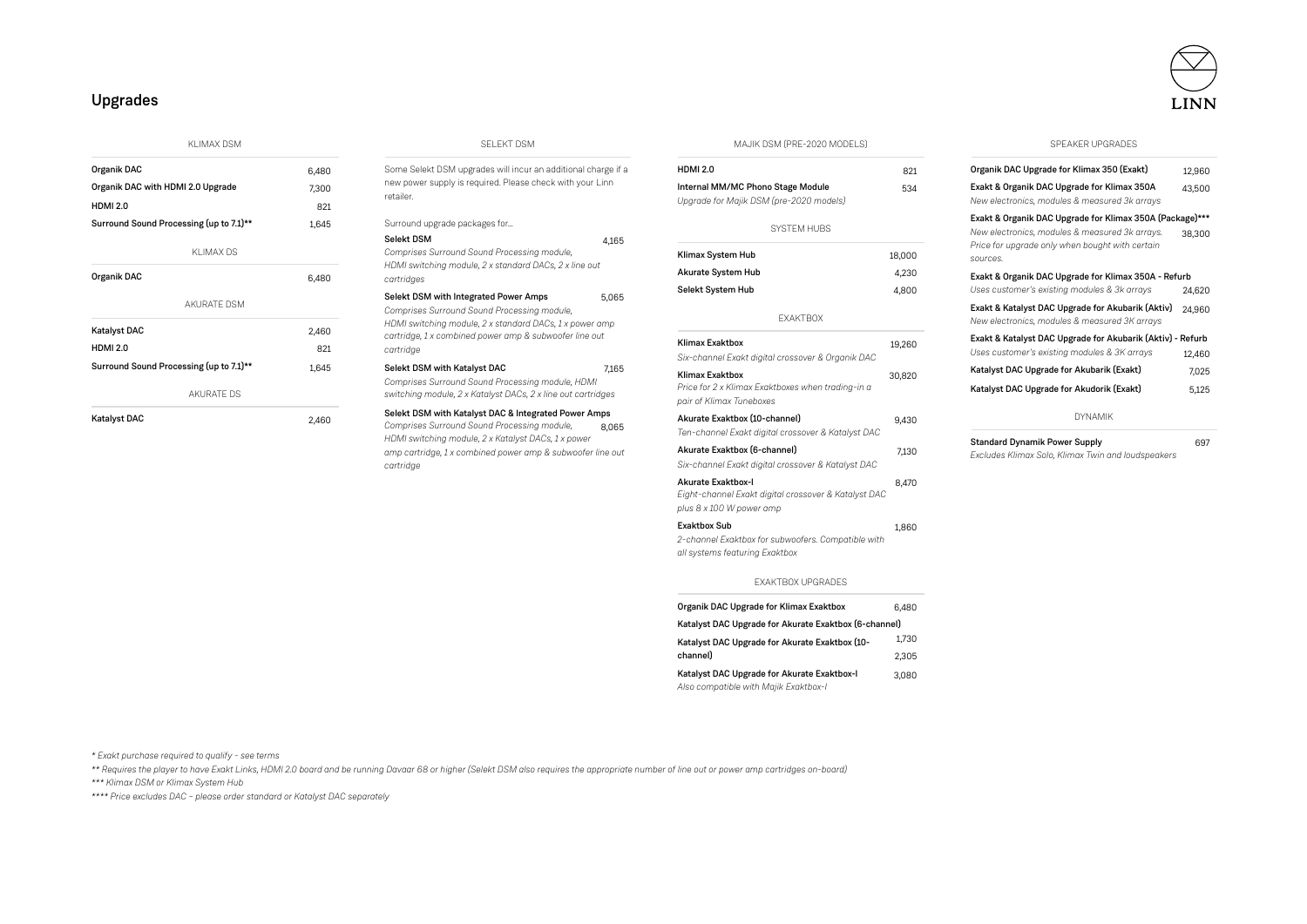# Upgrades

## KLIMAX DSM

| | |
|---|---|
| Organik DAC | 6,480 |
| Organik DAC with HDMI 2.0 Upgrade | 7,300 |
| HDMI 2.0 | 821 |
| Surround Sound Processing (up to 7.1)** | 1,645 |

## KLIMAX DS

| | |
|---|---|
| Organik DAC | 6,480 |

## AKURATE DSM

| | |
|---|---|
| Katalyst DAC | 2,460 |
| HDMI 2.0 | 821 |
| Surround Sound Processing (up to 7.1)** | 1,645 |

## AKURATE DS

| | |
|---|---|
| Katalyst DAC | 2,460 |

## SELEKT DSM

Some Selekt DSM upgrades will incur an additional charge if a new power supply is required. Please check with your Linn retailer.

Surround upgrade packages for...

| | |
|---|---|
| **Selekt DSM**<br>*Comprises Surround Sound Processing module, HDMI switching module, 2 x standard DACs, 2 x line out cartridges* | 4,165 |
| **Selekt DSM with Integrated Power Amps**<br>*Comprises Surround Sound Processing module, HDMI switching module, 2 x standard DACs, 1 x power amp cartridge, 1 x combined power amp & subwoofer line out cartridge* | 5,065 |
| **Selekt DSM with Katalyst DAC**<br>*Comprises Surround Sound Processing module, HDMI switching module, 2 x Katalyst DACs, 2 x line out cartridges* | 7,165 |
| **Selekt DSM with Katalyst DAC & Integrated Power Amps**<br>*Comprises Surround Sound Processing module, HDMI switching module, 2 x Katalyst DACs, 1 x power amp cartridge, 1 x combined power amp & subwoofer line out cartridge* | 8,065 |

## MAJIK DSM (PRE-2020 MODELS)

| | |
|---|---|
| HDMI 2.0 | 821 |
| Internal MM/MC Phono Stage Module<br>*Upgrade for Majik DSM (pre-2020 models)* | 534 |

## SYSTEM HUBS

| | |
|---|---|
| Klimax System Hub | 18,000 |
| Akurate System Hub | 4,230 |
| Selekt System Hub | 4,800 |

## EXAKTBOX

| | |
|---|---|
| Klimax Exaktbox<br>*Six-channel Exakt digital crossover & Organik DAC* | 19,260 |
| Klimax Exaktbox<br>*Price for 2 x Klimax Exaktboxes when trading-in a pair of Klimax Tuneboxes* | 30,820 |
| Akurate Exaktbox (10-channel)<br>*Ten-channel Exakt digital crossover & Katalyst DAC* | 9,430 |
| Akurate Exaktbox (6-channel)<br>*Six-channel Exakt digital crossover & Katalyst DAC* | 7,130 |
| Akurate Exaktbox-I<br>*Eight-channel Exakt digital crossover & Katalyst DAC plus 8 x 100 W power amp* | 8,470 |
| Exaktbox Sub<br>*2-channel Exaktbox for subwoofers. Compatible with all systems featuring Exaktbox* | 1,860 |

## EXAKTBOX UPGRADES

| | |
|---|---|
| Organik DAC Upgrade for Klimax Exaktbox | 6,480 |
| Katalyst DAC Upgrade for Akurate Exaktbox (6-channel) | 1,730 |
| Katalyst DAC Upgrade for Akurate Exaktbox (10-channel) | 2,305 |
| Katalyst DAC Upgrade for Akurate Exaktbox-I<br>*Also compatible with Majik Exaktbox-I* | 3,080 |

## SPEAKER UPGRADES

| | |
|---|---|
| Organik DAC Upgrade for Klimax 350 (Exakt) | 12,960 |
| Exakt & Organik DAC Upgrade for Klimax 350A<br>*New electronics, modules & measured 3k arrays* | 43,500 |
| Exakt & Organik DAC Upgrade for Klimax 350A (Package)***<br>*New electronics, modules & measured 3k arrays. Price for upgrade only when bought with certain sources.* | 38,300 |
| Exakt & Organik DAC Upgrade for Klimax 350A - Refurb<br>*Uses customer's existing modules & 3k arrays* | 24,620 |
| Exakt & Katalyst DAC Upgrade for Akubarik (Aktiv)<br>*New electronics, modules & measured 3K arrays* | 24,960 |
| Exakt & Katalyst DAC Upgrade for Akubarik (Aktiv) - Refurb<br>*Uses customer's existing modules & 3K arrays* | 12,460 |
| Katalyst DAC Upgrade for Akubarik (Exakt) | 7,025 |
| Katalyst DAC Upgrade for Akudorik (Exakt) | 5,125 |

## DYNAMIK

| | |
|---|---|
| Standard Dynamik Power Supply<br>*Excludes Klimax Solo, Klimax Twin and loudspeakers* | 697 |

*\* Exakt purchase required to qualify - see terms*

*\*\* Requires the player to have Exakt Links, HDMI 2.0 board and be running Davaar 68 or higher (Selekt DSM also requires the appropriate number of line out or power amp cartridges on-board)*

*\*\*\* Klimax DSM or Klimax System Hub*

*\*\*\*\* Price excludes DAC – please order standard or Katalyst DAC separately*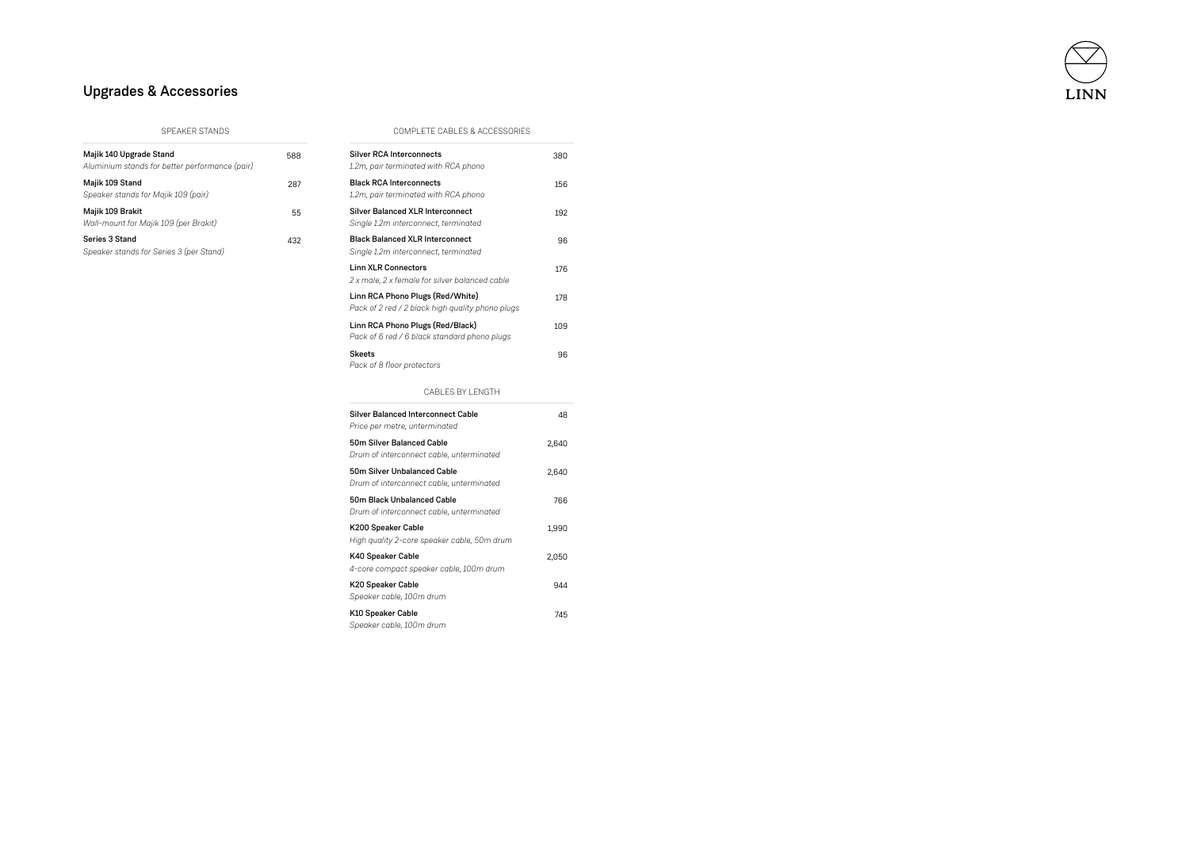## Upgrades & Accessories

LINN

### SPEAKER STANDS

| | |
|---|---|
| **Majik 140 Upgrade Stand**<br>*Aluminium stands for better performance (pair)* | 588 |
| **Majik 109 Stand**<br>*Speaker stands for Majik 109 (pair)* | 287 |
| **Majik 109 Brakit**<br>*Wall-mount for Majik 109 (per Brakit)* | 55 |
| **Series 3 Stand**<br>*Speaker stands for Series 3 (per Stand)* | 432 |

### COMPLETE CABLES & ACCESSORIES

| | |
|---|---|
| **Silver RCA Interconnects**<br>*1.2m, pair terminated with RCA phono* | 380 |
| **Black RCA Interconnects**<br>*1.2m, pair terminated with RCA phono* | 156 |
| **Silver Balanced XLR Interconnect**<br>*Single 1.2m interconnect, terminated* | 192 |
| **Black Balanced XLR Interconnect**<br>*Single 1.2m interconnect, terminated* | 96 |
| **Linn XLR Connectors**<br>*2 x male, 2 x female for silver balanced cable* | 176 |
| **Linn RCA Phono Plugs (Red/White)**<br>*Pack of 2 red / 2 black high quality phono plugs* | 178 |
| **Linn RCA Phono Plugs (Red/Black)**<br>*Pack of 6 red / 6 black standard phono plugs* | 109 |
| **Skeets**<br>*Pack of 8 floor protectors* | 96 |

### CABLES BY LENGTH

| | |
|---|---|
| **Silver Balanced Interconnect Cable**<br>*Price per metre, unterminated* | 48 |
| **50m Silver Balanced Cable**<br>*Drum of interconnect cable, unterminated* | 2,640 |
| **50m Silver Unbalanced Cable**<br>*Drum of interconnect cable, unterminated* | 2,640 |
| **50m Black Unbalanced Cable**<br>*Drum of interconnect cable, unterminated* | 766 |
| **K200 Speaker Cable**<br>*High quality 2-core speaker cable, 50m drum* | 1,990 |
| **K40 Speaker Cable**<br>*4-core compact speaker cable, 100m drum* | 2,050 |
| **K20 Speaker Cable**<br>*Speaker cable, 100m drum* | 944 |
| **K10 Speaker Cable**<br>*Speaker cable, 100m drum* | 745 |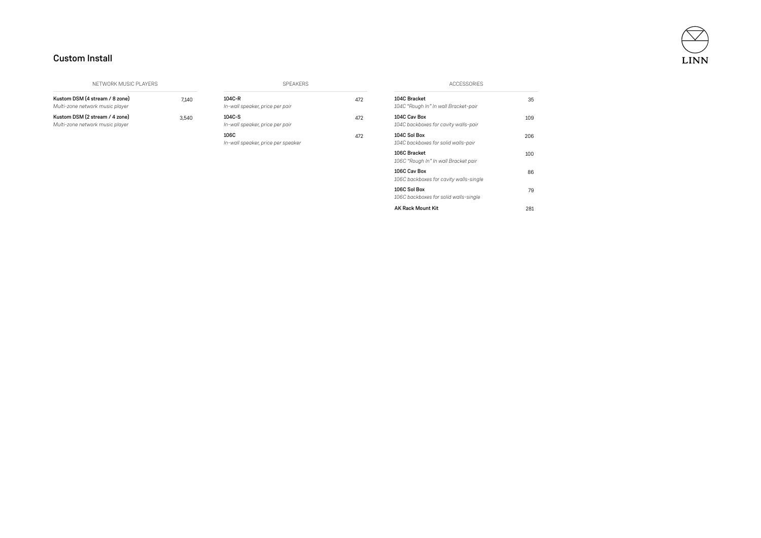## Custom Install

LINN

| NETWORK MUSIC PLAYERS | |
|---|---|
| **Kustom DSM (4 stream / 8 zone)**<br>*Multi-zone network music player* | 7,140 |
| **Kustom DSM (2 stream / 4 zone)**<br>*Multi-zone network music player* | 3,540 |

| SPEAKERS | |
|---|---|
| **104C-R**<br>*In-wall speaker, price per pair* | 472 |
| **104C-S**<br>*In-wall speaker, price per pair* | 472 |
| **106C**<br>*In-wall speaker, price per speaker* | 472 |

| ACCESSORIES | |
|---|---|
| **104C Bracket**<br>*104C "Rough In" In wall Bracket-pair* | 35 |
| **104C Cav Box**<br>*104C backboxes for cavity walls-pair* | 109 |
| **104C Sol Box**<br>*104C backboxes for solid walls-pair* | 206 |
| **106C Bracket**<br>*106C "Rough In" In wall Bracket pair* | 100 |
| **106C Cav Box**<br>*106C backboxes for cavity walls-single* | 86 |
| **106C Sol Box**<br>*106C backboxes for solid walls-single* | 79 |
| **AK Rack Mount Kit** | 281 |